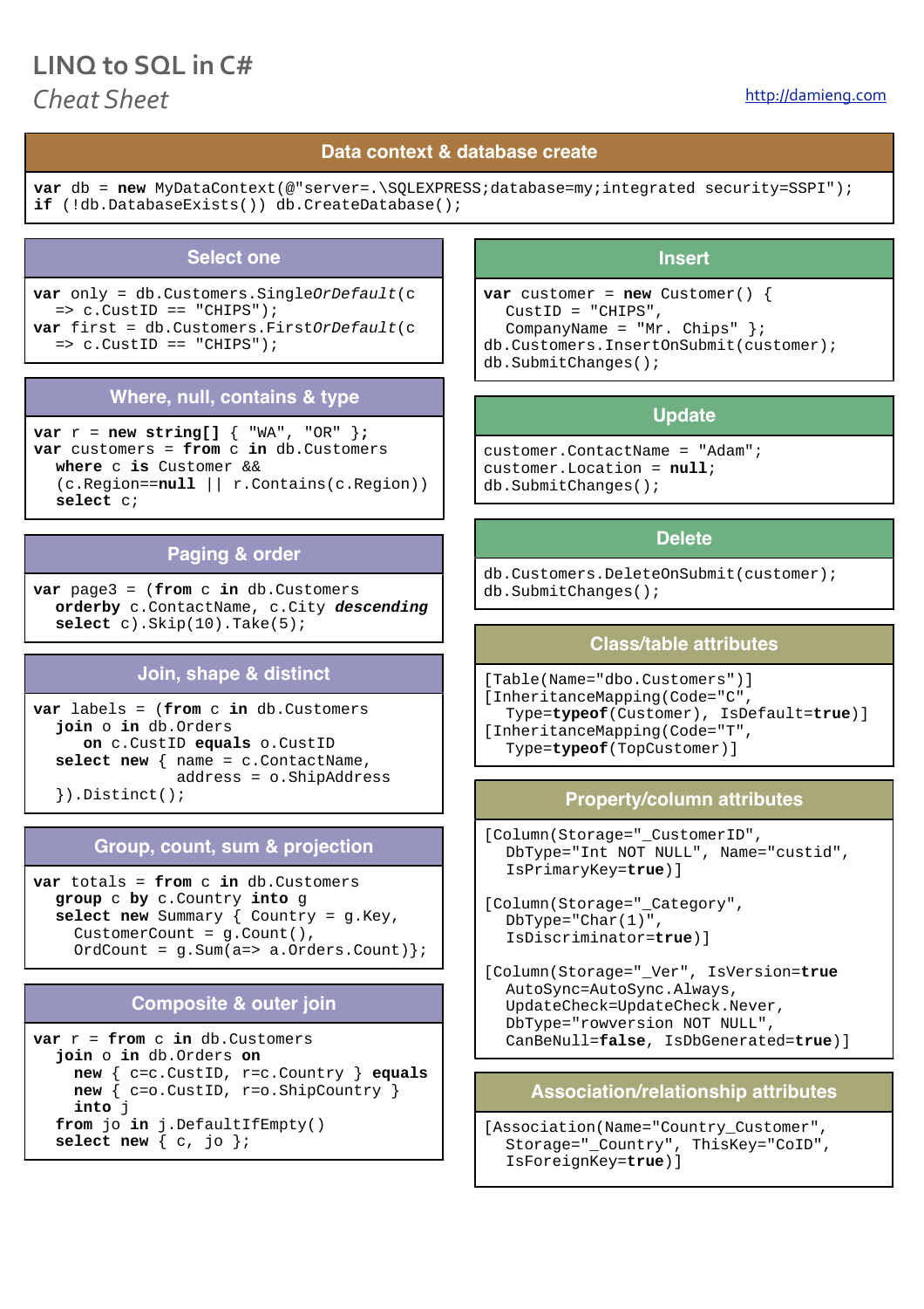# LINQ to SQL in C#

*Cheat Sheet*

http://damieng.com

## Data context & database create

```
var db = new MyDataContext(@"server=.\SQLEXPRESS;database=my;integrated security=SSPI");
if (!db.DatabaseExists()) db.CreateDatabase();
```

## Select one

```
var only = db.Customers.SingleOrDefault(c
  => c.CustID == "CHIPS");
var first = db.Customers.FirstOrDefault(c
  => c.CustID == "CHIPS");
```

## Where, null, contains & type

```
var r = new string[] { "WA", "OR" };
var customers = from c in db.Customers
  where c is Customer &&
  (c.Region==null || r.Contains(c.Region))
  select c;
```

## Paging & order

```
var page3 = (from c in db.Customers
  orderby c.ContactName, c.City descending
  select c).Skip(10).Take(5);
```

## Join, shape & distinct

```
var labels = (from c in db.Customers
  join o in db.Orders
     on c.CustID equals o.CustID
  select new { name = c.ContactName,
               address = o.ShipAddress
  }).Distinct();
```

## Group, count, sum & projection

```
var totals = from c in db.Customers
  group c by c.Country into g
  select new Summary { Country = g.Key,
    CustomerCount = g.Count(),
    OrdCount = g.Sum(a=> a.Orders.Count)};
```

## Composite & outer join

```
var r = from c in db.Customers
  join o in db.Orders on
    new { c=c.CustID, r=c.Country } equals
    new { c=o.CustID, r=o.ShipCountry }
    into j
  from jo in j.DefaultIfEmpty()
  select new { c, jo };
```

## Insert

```
var customer = new Customer() {
  CustID = "CHIPS",
  CompanyName = "Mr. Chips" };
db.Customers.InsertOnSubmit(customer);
db.SubmitChanges();
```

## Update

```
customer.ContactName = "Adam";
customer.Location = null;
db.SubmitChanges();
```

## Delete

```
db.Customers.DeleteOnSubmit(customer);
db.SubmitChanges();
```

## Class/table attributes

```
[Table(Name="dbo.Customers")]
[InheritanceMapping(Code="C",
  Type=typeof(Customer), IsDefault=true)]
[InheritanceMapping(Code="T",
  Type=typeof(TopCustomer)]
```

## Property/column attributes

```
[Column(Storage="_CustomerID",
  DbType="Int NOT NULL", Name="custid",
  IsPrimaryKey=true)]

[Column(Storage="_Category",
  DbType="Char(1)",
  IsDiscriminator=true)]

[Column(Storage="_Ver", IsVersion=true
  AutoSync=AutoSync.Always,
  UpdateCheck=UpdateCheck.Never,
  DbType="rowversion NOT NULL",
  CanBeNull=false, IsDbGenerated=true)]
```

## Association/relationship attributes

```
[Association(Name="Country_Customer",
  Storage="_Country", ThisKey="CoID",
  IsForeignKey=true)]
```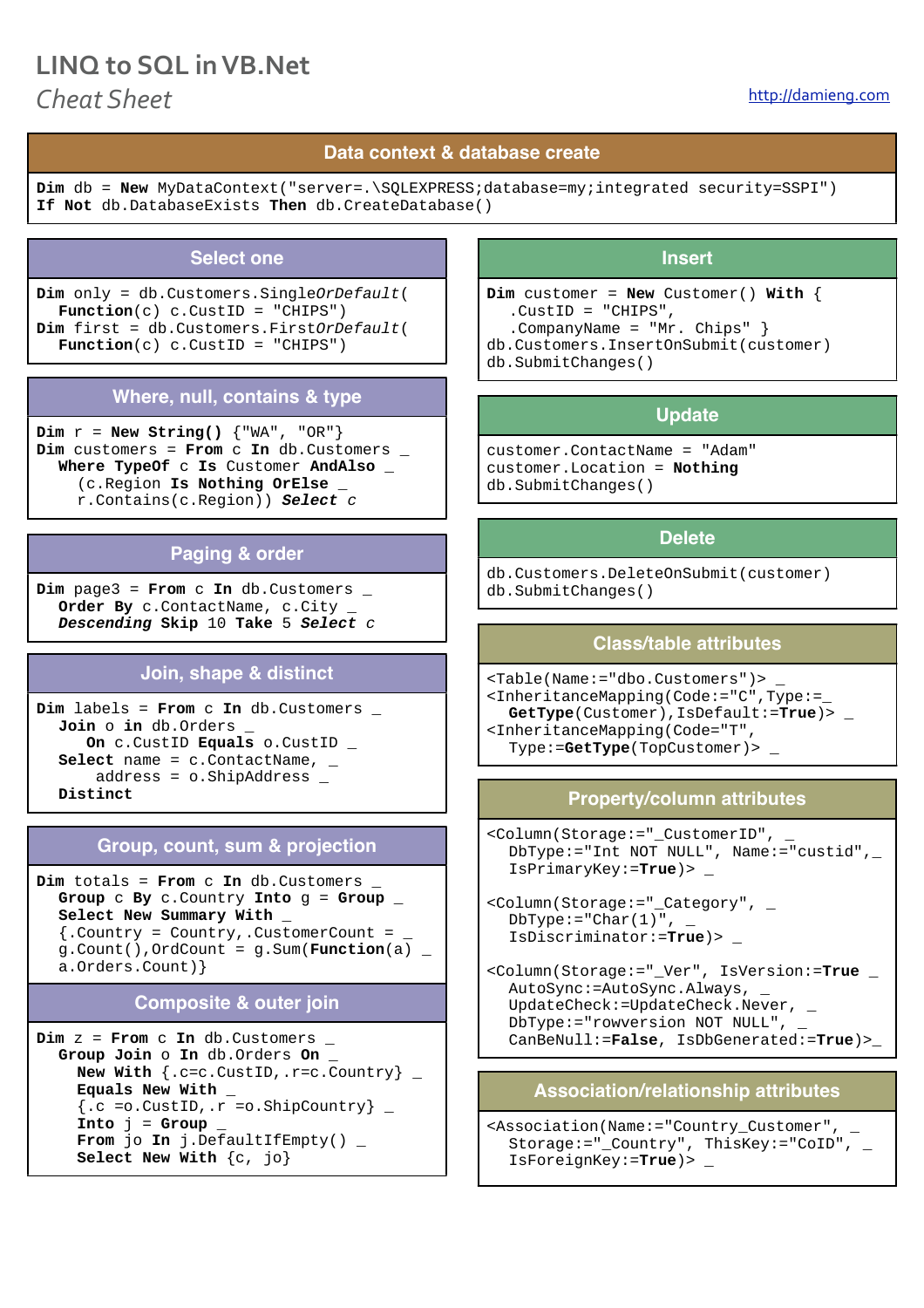# LINQ to SQL in VB.Net

*Cheat Sheet*

http://damieng.com

## Data context & database create

```
Dim db = New MyDataContext("server=.\SQLEXPRESS;database=my;integrated security=SSPI")
If Not db.DatabaseExists Then db.CreateDatabase()
```

## Select one

```
Dim only = db.Customers.SingleOrDefault(
   Function(c) c.CustID = "CHIPS")
Dim first = db.Customers.FirstOrDefault(
   Function(c) c.CustID = "CHIPS")
```

## Where, null, contains & type

```
Dim r = New String() {"WA", "OR"}
Dim customers = From c In db.Customers _
   Where TypeOf c Is Customer AndAlso _
     (c.Region Is Nothing OrElse _
     r.Contains(c.Region)) Select c
```

## Paging & order

```
Dim page3 = From c In db.Customers _
   Order By c.ContactName, c.City _
   Descending Skip 10 Take 5 Select c
```

## Join, shape & distinct

```
Dim labels = From c In db.Customers _
   Join o in db.Orders _
      On c.CustID Equals o.CustID _
   Select name = c.ContactName, _
      address = o.ShipAddress _
   Distinct
```

## Group, count, sum & projection

```
Dim totals = From c In db.Customers _
   Group c By c.Country Into g = Group _
   Select New Summary With _
   {.Country = Country,.CustomerCount = _
   g.Count(),OrdCount = g.Sum(Function(a) _
   a.Orders.Count)}
```

## Composite & outer join

```
Dim z = From c In db.Customers _
   Group Join o In db.Orders On _
     New With {.c=c.CustID,.r=c.Country} _
     Equals New With _
     {.c =o.CustID,.r =o.ShipCountry} _
     Into j = Group _
     From jo In j.DefaultIfEmpty() _
     Select New With {c, jo}
```

## Insert

```
Dim customer = New Customer() With {
   .CustID = "CHIPS",
   .CompanyName = "Mr. Chips" }
db.Customers.InsertOnSubmit(customer)
db.SubmitChanges()
```

## Update

```
customer.ContactName = "Adam"
customer.Location = Nothing
db.SubmitChanges()
```

## Delete

```
db.Customers.DeleteOnSubmit(customer)
db.SubmitChanges()
```

## Class/table attributes

```
<Table(Name:="dbo.Customers")> _
<InheritanceMapping(Code:="C",Type:=_
   GetType(Customer),IsDefault:=True)> _
<InheritanceMapping(Code="T",
   Type:=GetType(TopCustomer)> _
```

## Property/column attributes

```
<Column(Storage:="_CustomerID", _
   DbType:="Int NOT NULL", Name:="custid",_
   IsPrimaryKey:=True)> _

<Column(Storage:="_Category", _
   DbType:="Char(1)", _
   IsDiscriminator:=True)> _

<Column(Storage:="_Ver", IsVersion:=True _
   AutoSync:=AutoSync.Always, _
   UpdateCheck:=UpdateCheck.Never, _
   DbType:="rowversion NOT NULL", _
   CanBeNull:=False, IsDbGenerated:=True)>_
```

## Association/relationship attributes

```
<Association(Name:="Country_Customer", _
   Storage:="_Country", ThisKey:="CoID", _
   IsForeignKey:=True)> _
```